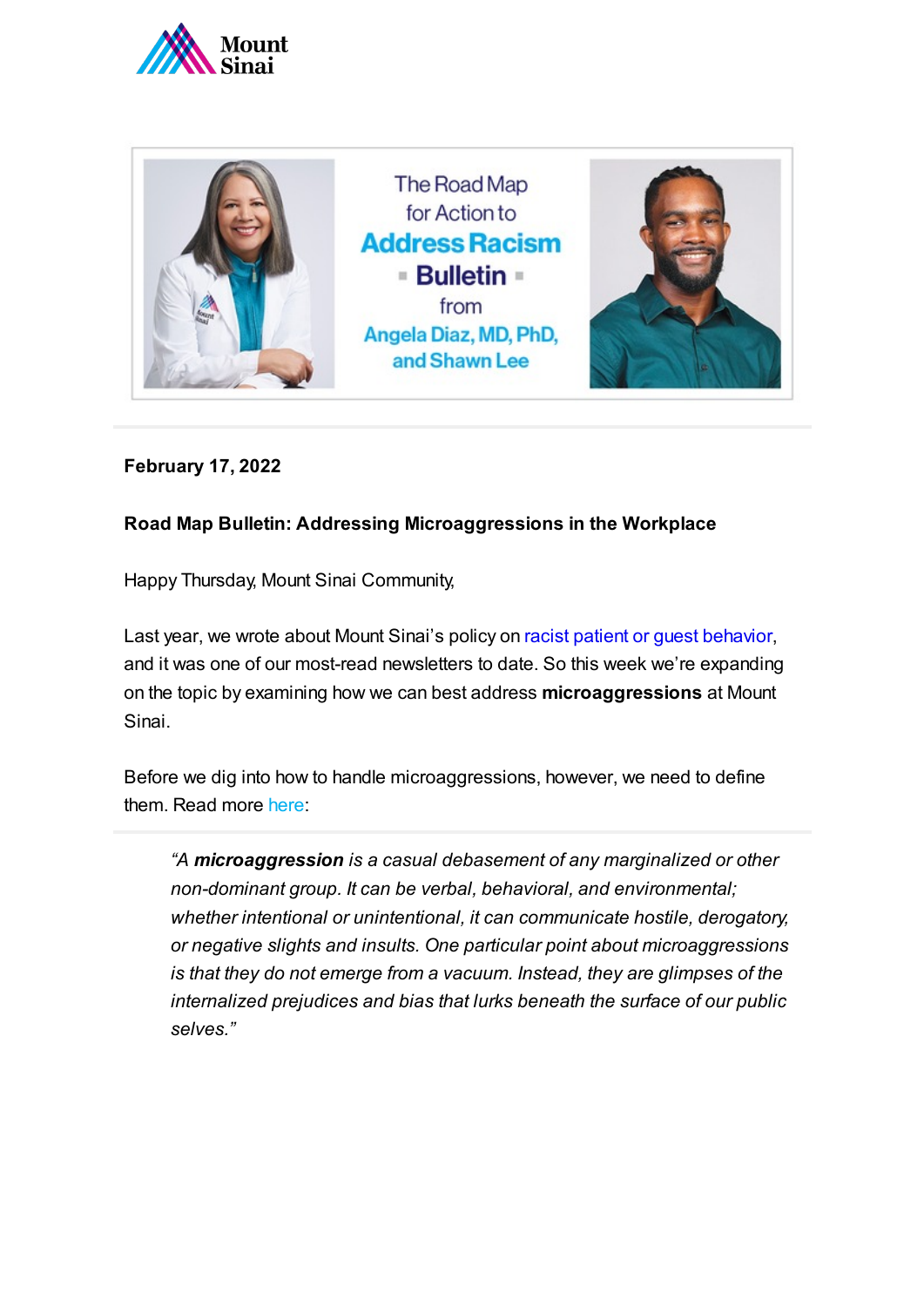Mount Sinai

The Road Map for Action to **Address Racism** **Bulletin** from Angela Diaz, MD, PhD, and Shawn Lee

**February 17, 2022**

**Road Map Bulletin: Addressing Microaggressions in the Workplace**

Happy Thursday, Mount Sinai Community,

Last year, we wrote about Mount Sinai's policy on racist patient or guest behavior, and it was one of our most-read newsletters to date. So this week we're expanding on the topic by examining how we can best address **microaggressions** at Mount Sinai.

Before we dig into how to handle microaggressions, however, we need to define them. Read more here:

> *"A **microaggression** is a casual debasement of any marginalized or other non-dominant group. It can be verbal, behavioral, and environmental; whether intentional or unintentional, it can communicate hostile, derogatory, or negative slights and insults. One particular point about microaggressions is that they do not emerge from a vacuum. Instead, they are glimpses of the internalized prejudices and bias that lurks beneath the surface of our public selves."*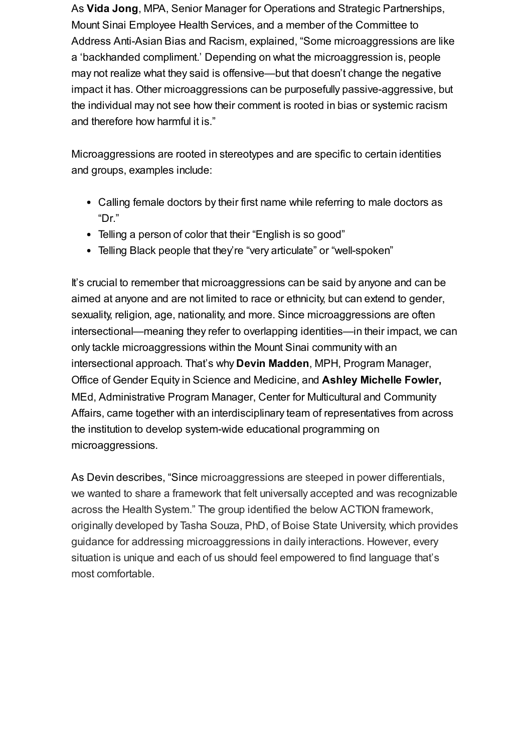As **Vida Jong**, MPA, Senior Manager for Operations and Strategic Partnerships, Mount Sinai Employee Health Services, and a member of the Committee to Address Anti-Asian Bias and Racism, explained, "Some microaggressions are like a 'backhanded compliment.' Depending on what the microaggression is, people may not realize what they said is offensive—but that doesn't change the negative impact it has. Other microaggressions can be purposefully passive-aggressive, but the individual may not see how their comment is rooted in bias or systemic racism and therefore how harmful it is."

Microaggressions are rooted in stereotypes and are specific to certain identities and groups, examples include:

- Calling female doctors by their first name while referring to male doctors as "Dr."
- Telling a person of color that their "English is so good"
- Telling Black people that they're "very articulate" or "well-spoken"

It's crucial to remember that microaggressions can be said by anyone and can be aimed at anyone and are not limited to race or ethnicity, but can extend to gender, sexuality, religion, age, nationality, and more. Since microaggressions are often intersectional—meaning they refer to overlapping identities—in their impact, we can only tackle microaggressions within the Mount Sinai community with an intersectional approach. That's why **Devin Madden**, MPH, Program Manager, Office of Gender Equity in Science and Medicine, and **Ashley Michelle Fowler,** MEd, Administrative Program Manager, Center for Multicultural and Community Affairs, came together with an interdisciplinary team of representatives from across the institution to develop system-wide educational programming on microaggressions.

As Devin describes, "Since microaggressions are steeped in power differentials, we wanted to share a framework that felt universally accepted and was recognizable across the Health System." The group identified the below ACTION framework, originally developed by Tasha Souza, PhD, of Boise State University, which provides guidance for addressing microaggressions in daily interactions. However, every situation is unique and each of us should feel empowered to find language that's most comfortable.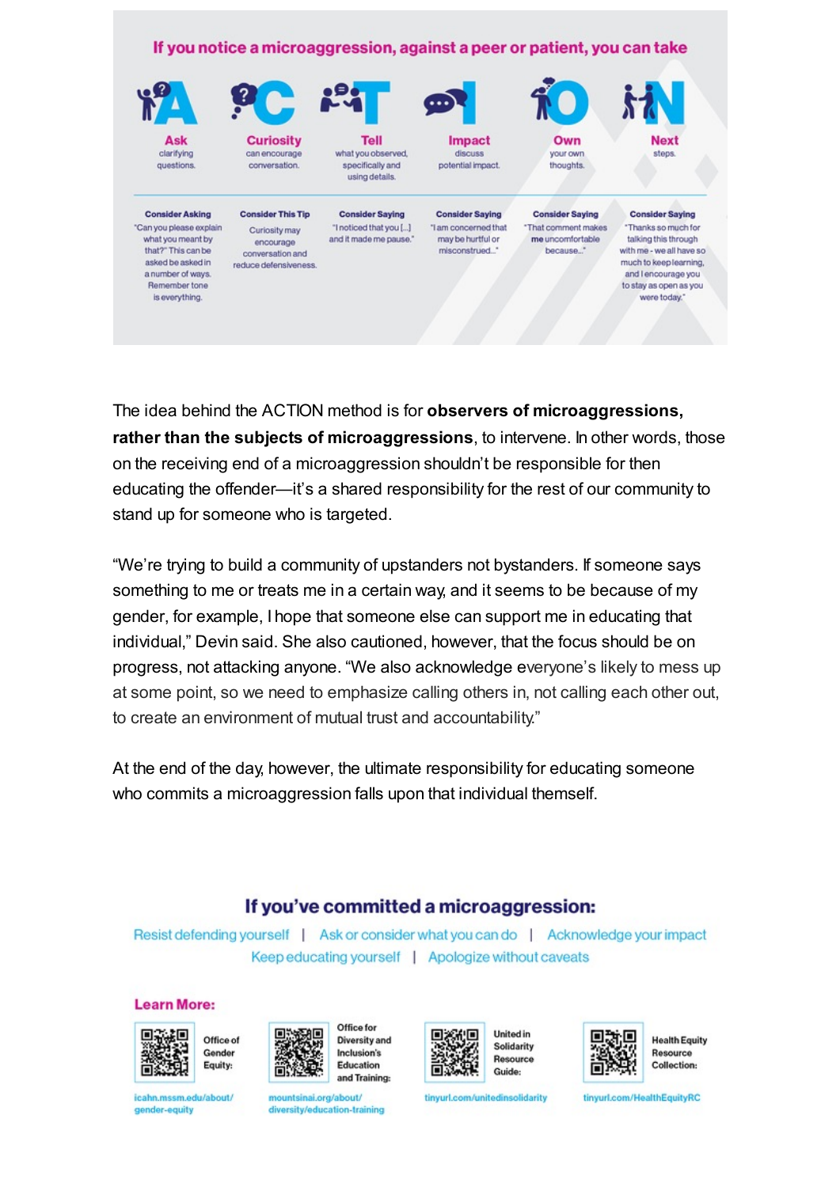**If you notice a microaggression, against a peer or patient, you can take ACTION**

| A | C | T | I | O | N |
|---|---|---|---|---|---|
| **Ask** clarifying questions. | **Curiosity** can encourage conversation. | **Tell** what you observed, specifically and using details. | **Impact** discuss potential impact. | **Own** your own thoughts. | **Next** steps. |
| **Consider Asking** "Can you please explain what you meant by that?" This can be asked be asked in a number of ways. Remember tone is everything. | **Consider This Tip** Curiosity may encourage conversation and reduce defensiveness. | **Consider Saying** "I noticed that you [...] and it made me pause." | **Consider Saying** "I am concerned that may be hurtful or misconstrued..." | **Consider Saying** "That comment makes me uncomfortable because..." | **Consider Saying** "Thanks so much for talking this through with me - we all have so much to keep learning, and I encourage you to stay as open as you were today." |

The idea behind the ACTION method is for **observers of microaggressions, rather than the subjects of microaggressions**, to intervene. In other words, those on the receiving end of a microaggression shouldn't be responsible for then educating the offender—it's a shared responsibility for the rest of our community to stand up for someone who is targeted.

"We're trying to build a community of upstanders not bystanders. If someone says something to me or treats me in a certain way, and it seems to be because of my gender, for example, I hope that someone else can support me in educating that individual," Devin said. She also cautioned, however, that the focus should be on progress, not attacking anyone. "We also acknowledge everyone's likely to mess up at some point, so we need to emphasize calling others in, not calling each other out, to create an environment of mutual trust and accountability."

At the end of the day, however, the ultimate responsibility for educating someone who commits a microaggression falls upon that individual themself.

## If you've committed a microaggression:

Resist defending yourself | Ask or consider what you can do | Acknowledge your impact
Keep educating yourself | Apologize without caveats

**Learn More:**

- Office of Gender Equity: icahn.mssm.edu/about/gender-equity
- Office for Diversity and Inclusion's Education and Training: mountsinai.org/about/diversity/education-training
- United in Solidarity Resource Guide: tinyurl.com/unitedinsolidarity
- Health Equity Resource Collection: tinyurl.com/HealthEquityRC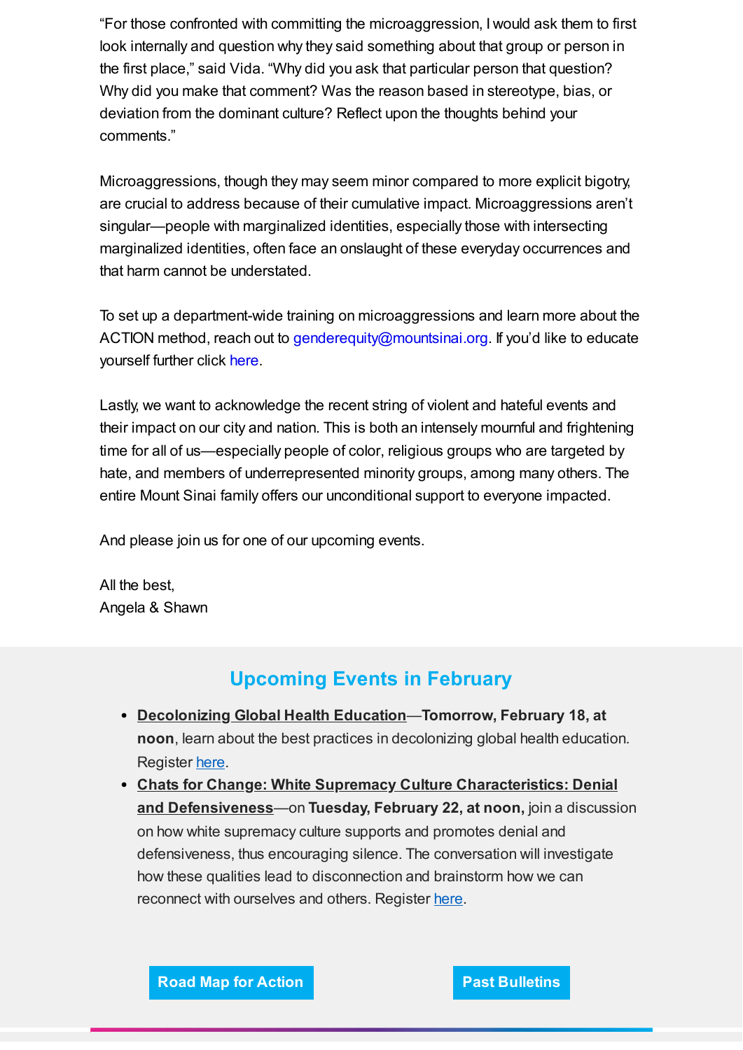"For those confronted with committing the microaggression, I would ask them to first look internally and question why they said something about that group or person in the first place," said Vida. "Why did you ask that particular person that question? Why did you make that comment? Was the reason based in stereotype, bias, or deviation from the dominant culture? Reflect upon the thoughts behind your comments."

Microaggressions, though they may seem minor compared to more explicit bigotry, are crucial to address because of their cumulative impact. Microaggressions aren't singular—people with marginalized identities, especially those with intersecting marginalized identities, often face an onslaught of these everyday occurrences and that harm cannot be understated.

To set up a department-wide training on microaggressions and learn more about the ACTION method, reach out to genderequity@mountsinai.org. If you'd like to educate yourself further click here.

Lastly, we want to acknowledge the recent string of violent and hateful events and their impact on our city and nation. This is both an intensely mournful and frightening time for all of us—especially people of color, religious groups who are targeted by hate, and members of underrepresented minority groups, among many others. The entire Mount Sinai family offers our unconditional support to everyone impacted.

And please join us for one of our upcoming events.

All the best,
Angela & Shawn

## Upcoming Events in February

- **Decolonizing Global Health Education**—**Tomorrow, February 18, at noon**, learn about the best practices in decolonizing global health education. Register here.
- **Chats for Change: White Supremacy Culture Characteristics: Denial and Defensiveness**—on **Tuesday, February 22, at noon,** join a discussion on how white supremacy culture supports and promotes denial and defensiveness, thus encouraging silence. The conversation will investigate how these qualities lead to disconnection and brainstorm how we can reconnect with ourselves and others. Register here.

**Road Map for Action**

**Past Bulletins**